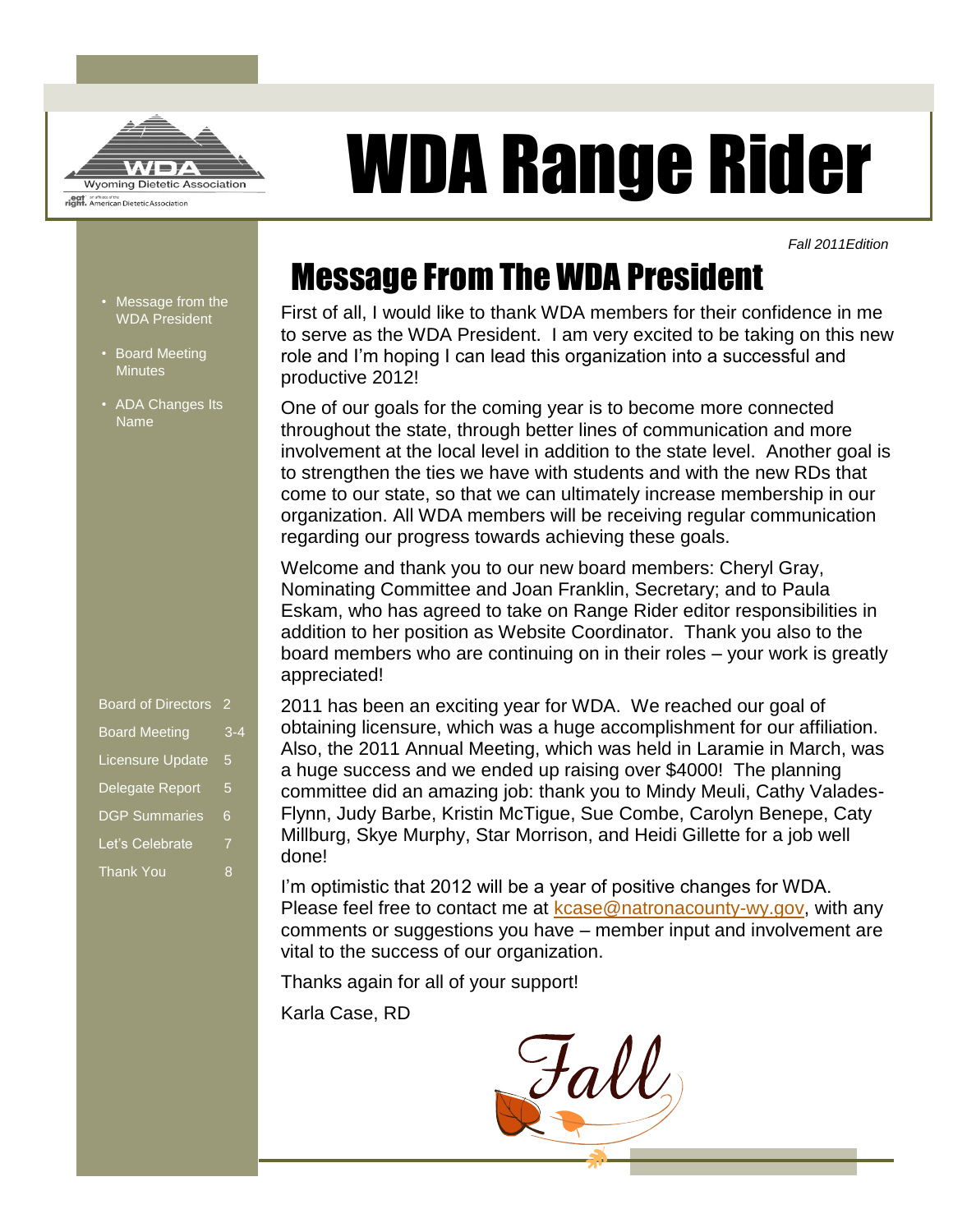# WDA Range Rider

*Fall 2011Edition*

- Message from the WDA President
- Board Meeting Minutes
- ADA Changes Its Name

| | |
|---|---|
| Board of Directors | 2 |
| Board Meeting | 3-4 |
| Licensure Update | 5 |
| Delegate Report | 5 |
| DGP Summaries | 6 |
| Let's Celebrate | 7 |
| Thank You | 8 |

## Message From The WDA President

First of all, I would like to thank WDA members for their confidence in me to serve as the WDA President. I am very excited to be taking on this new role and I'm hoping I can lead this organization into a successful and productive 2012!

One of our goals for the coming year is to become more connected throughout the state, through better lines of communication and more involvement at the local level in addition to the state level. Another goal is to strengthen the ties we have with students and with the new RDs that come to our state, so that we can ultimately increase membership in our organization. All WDA members will be receiving regular communication regarding our progress towards achieving these goals.

Welcome and thank you to our new board members: Cheryl Gray, Nominating Committee and Joan Franklin, Secretary; and to Paula Eskam, who has agreed to take on Range Rider editor responsibilities in addition to her position as Website Coordinator. Thank you also to the board members who are continuing on in their roles – your work is greatly appreciated!

2011 has been an exciting year for WDA. We reached our goal of obtaining licensure, which was a huge accomplishment for our affiliation. Also, the 2011 Annual Meeting, which was held in Laramie in March, was a huge success and we ended up raising over $4000! The planning committee did an amazing job: thank you to Mindy Meuli, Cathy Valades-Flynn, Judy Barbe, Kristin McTigue, Sue Combe, Carolyn Benepe, Caty Millburg, Skye Murphy, Star Morrison, and Heidi Gillette for a job well done!

I'm optimistic that 2012 will be a year of positive changes for WDA. Please feel free to contact me at kcase@natronacounty-wy.gov, with any comments or suggestions you have – member input and involvement are vital to the success of our organization.

Thanks again for all of your support!

Karla Case, RD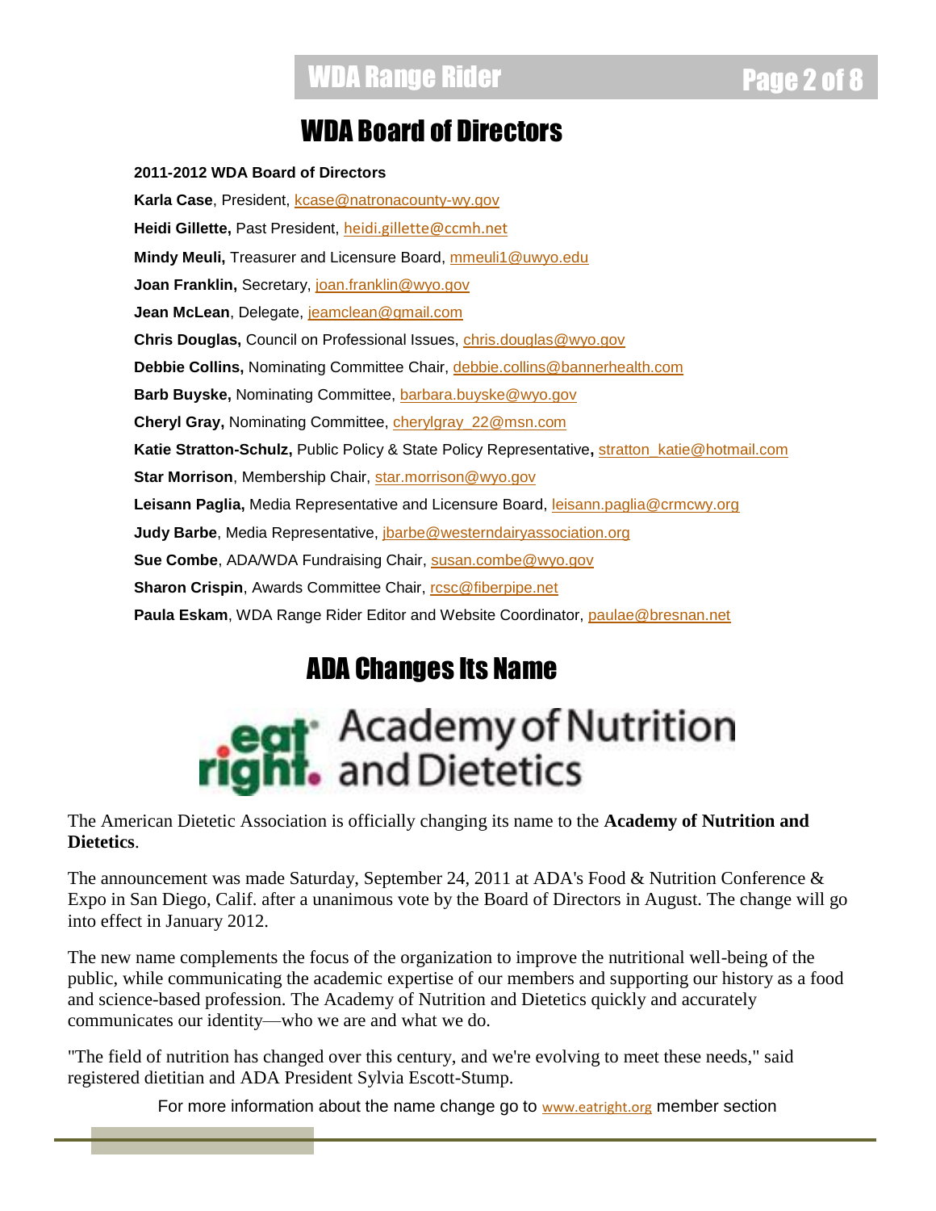# WDA Board of Directors

**2011-2012 WDA Board of Directors**

**Karla Case**, President, kcase@natronacounty-wy.gov

**Heidi Gillette,** Past President, heidi.gillette@ccmh.net

**Mindy Meuli,** Treasurer and Licensure Board, mmeuli1@uwyo.edu

**Joan Franklin,** Secretary, joan.franklin@wyo.gov

**Jean McLean**, Delegate, jeamclean@gmail.com

**Chris Douglas,** Council on Professional Issues, chris.douglas@wyo.gov

**Debbie Collins,** Nominating Committee Chair, debbie.collins@bannerhealth.com

**Barb Buyske,** Nominating Committee, barbara.buyske@wyo.gov

**Cheryl Gray,** Nominating Committee, cherylgray_22@msn.com

**Katie Stratton-Schulz,** Public Policy & State Policy Representative**,** stratton_katie@hotmail.com

**Star Morrison**, Membership Chair, star.morrison@wyo.gov

**Leisann Paglia,** Media Representative and Licensure Board, leisann.paglia@crmcwy.org

**Judy Barbe**, Media Representative, jbarbe@westerndairyassociation.org

**Sue Combe**, ADA/WDA Fundraising Chair, susan.combe@wyo.gov

**Sharon Crispin**, Awards Committee Chair, rcsc@fiberpipe.net

**Paula Eskam**, WDA Range Rider Editor and Website Coordinator, paulae@bresnan.net

# ADA Changes Its Name

eat right. Academy of Nutrition and Dietetics

The American Dietetic Association is officially changing its name to the **Academy of Nutrition and Dietetics**.

The announcement was made Saturday, September 24, 2011 at ADA's Food & Nutrition Conference & Expo in San Diego, Calif. after a unanimous vote by the Board of Directors in August. The change will go into effect in January 2012.

The new name complements the focus of the organization to improve the nutritional well-being of the public, while communicating the academic expertise of our members and supporting our history as a food and science-based profession. The Academy of Nutrition and Dietetics quickly and accurately communicates our identity—who we are and what we do.

"The field of nutrition has changed over this century, and we're evolving to meet these needs," said registered dietitian and ADA President Sylvia Escott-Stump.

For more information about the name change go to www.eatright.org member section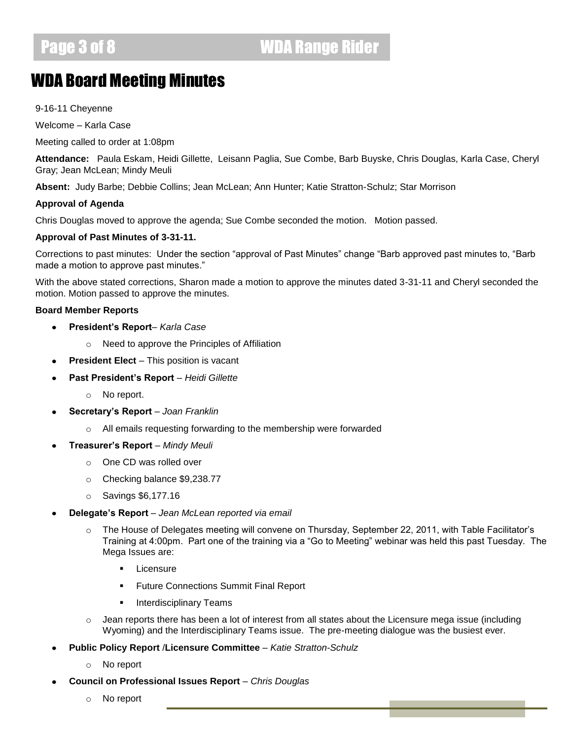# WDA Board Meeting Minutes

9-16-11 Cheyenne

Welcome – Karla Case

Meeting called to order at 1:08pm

**Attendance:** Paula Eskam, Heidi Gillette, Leisann Paglia, Sue Combe, Barb Buyske, Chris Douglas, Karla Case, Cheryl Gray; Jean McLean; Mindy Meuli

**Absent:** Judy Barbe; Debbie Collins; Jean McLean; Ann Hunter; Katie Stratton-Schulz; Star Morrison

**Approval of Agenda**

Chris Douglas moved to approve the agenda; Sue Combe seconded the motion. Motion passed.

**Approval of Past Minutes of 3-31-11.**

Corrections to past minutes: Under the section "approval of Past Minutes" change "Barb approved past minutes to, "Barb made a motion to approve past minutes."

With the above stated corrections, Sharon made a motion to approve the minutes dated 3-31-11 and Cheryl seconded the motion. Motion passed to approve the minutes.

**Board Member Reports**

- **President's Report**– *Karla Case*
  - Need to approve the Principles of Affiliation
- **President Elect** – This position is vacant
- **Past President's Report** – *Heidi Gillette*
  - No report.
- **Secretary's Report** – *Joan Franklin*
  - All emails requesting forwarding to the membership were forwarded
- **Treasurer's Report** – *Mindy Meuli*
  - One CD was rolled over
  - Checking balance $9,238.77
  - Savings $6,177.16
- **Delegate's Report** – *Jean McLean reported via email*
  - The House of Delegates meeting will convene on Thursday, September 22, 2011, with Table Facilitator's Training at 4:00pm. Part one of the training via a "Go to Meeting" webinar was held this past Tuesday. The Mega Issues are:
    - Licensure
    - Future Connections Summit Final Report
    - Interdisciplinary Teams
  - Jean reports there has been a lot of interest from all states about the Licensure mega issue (including Wyoming) and the Interdisciplinary Teams issue. The pre-meeting dialogue was the busiest ever.
- **Public Policy Report** /**Licensure Committee** – *Katie Stratton-Schulz*
  - No report
- **Council on Professional Issues Report** – *Chris Douglas*
  - No report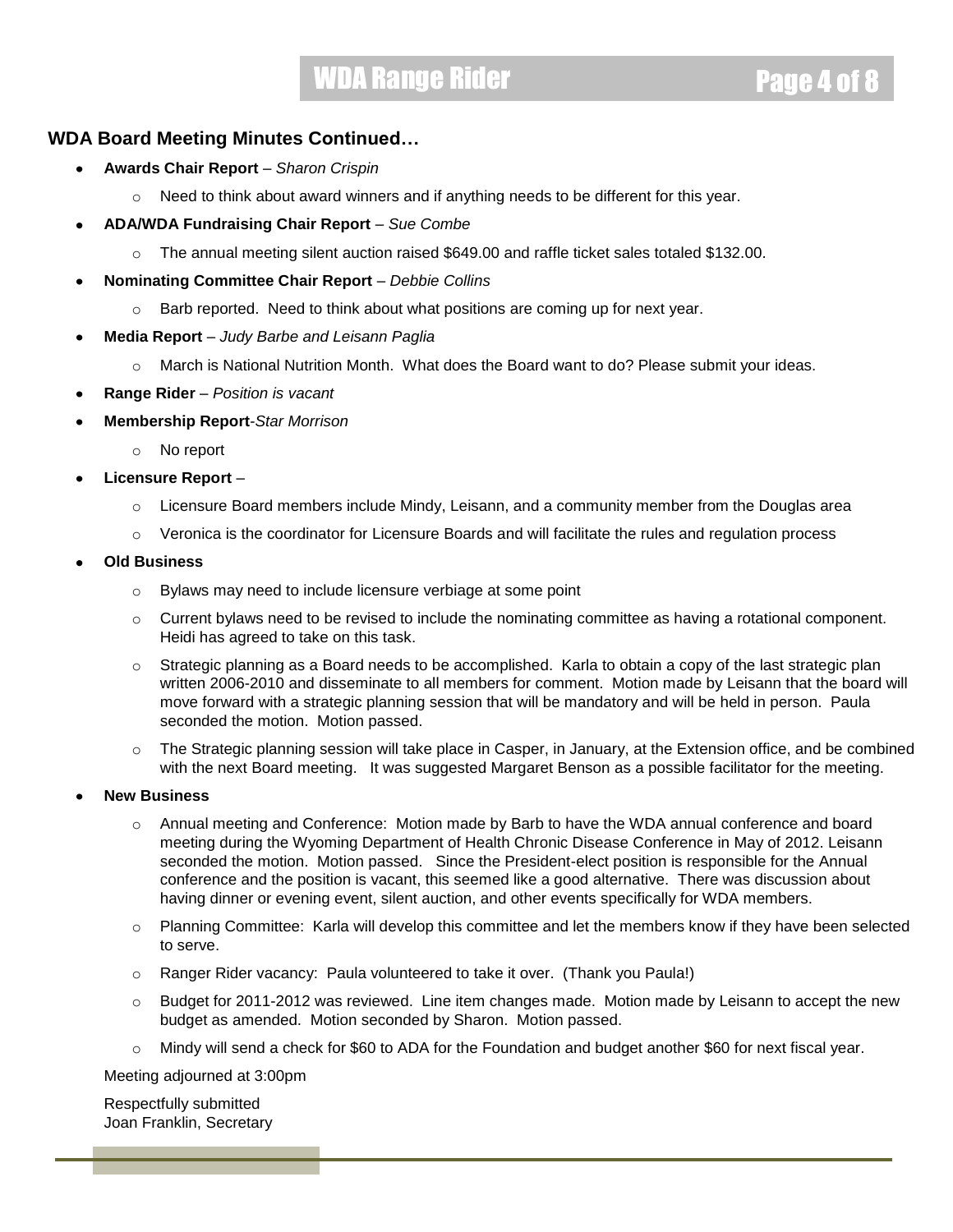## WDA Board Meeting Minutes Continued…

- **Awards Chair Report** – *Sharon Crispin*
  - Need to think about award winners and if anything needs to be different for this year.
- **ADA/WDA Fundraising Chair Report** – *Sue Combe*
  - The annual meeting silent auction raised $649.00 and raffle ticket sales totaled $132.00.
- **Nominating Committee Chair Report** – *Debbie Collins*
  - Barb reported. Need to think about what positions are coming up for next year.
- **Media Report** – *Judy Barbe and Leisann Paglia*
  - March is National Nutrition Month. What does the Board want to do? Please submit your ideas.
- **Range Rider** – *Position is vacant*
- **Membership Report**-*Star Morrison*
  - No report
- **Licensure Report** –
  - Licensure Board members include Mindy, Leisann, and a community member from the Douglas area
  - Veronica is the coordinator for Licensure Boards and will facilitate the rules and regulation process
- **Old Business**
  - Bylaws may need to include licensure verbiage at some point
  - Current bylaws need to be revised to include the nominating committee as having a rotational component. Heidi has agreed to take on this task.
  - Strategic planning as a Board needs to be accomplished. Karla to obtain a copy of the last strategic plan written 2006-2010 and disseminate to all members for comment. Motion made by Leisann that the board will move forward with a strategic planning session that will be mandatory and will be held in person. Paula seconded the motion. Motion passed.
  - The Strategic planning session will take place in Casper, in January, at the Extension office, and be combined with the next Board meeting. It was suggested Margaret Benson as a possible facilitator for the meeting.
- **New Business**
  - Annual meeting and Conference: Motion made by Barb to have the WDA annual conference and board meeting during the Wyoming Department of Health Chronic Disease Conference in May of 2012. Leisann seconded the motion. Motion passed. Since the President-elect position is responsible for the Annual conference and the position is vacant, this seemed like a good alternative. There was discussion about having dinner or evening event, silent auction, and other events specifically for WDA members.
  - Planning Committee: Karla will develop this committee and let the members know if they have been selected to serve.
  - Ranger Rider vacancy: Paula volunteered to take it over. (Thank you Paula!)
  - Budget for 2011-2012 was reviewed. Line item changes made. Motion made by Leisann to accept the new budget as amended. Motion seconded by Sharon. Motion passed.
  - Mindy will send a check for $60 to ADA for the Foundation and budget another $60 for next fiscal year.

Meeting adjourned at 3:00pm

Respectfully submitted
Joan Franklin, Secretary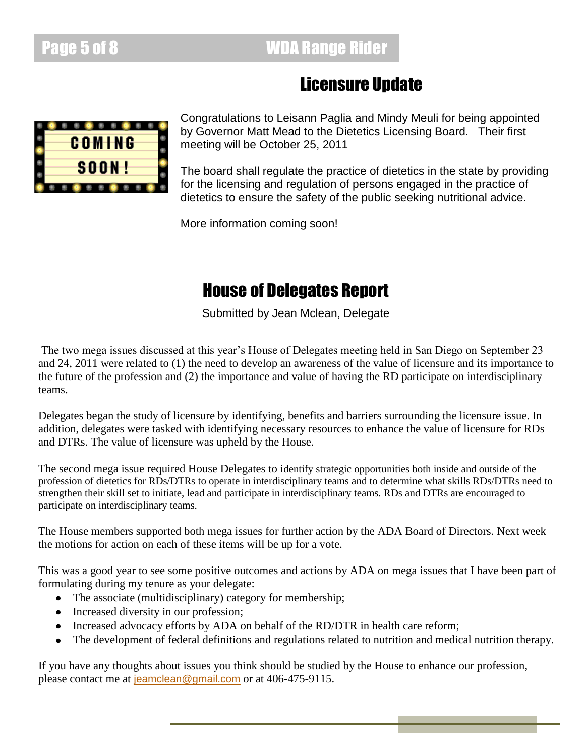## Licensure Update

Congratulations to Leisann Paglia and Mindy Meuli for being appointed by Governor Matt Mead to the Dietetics Licensing Board. Their first meeting will be October 25, 2011

The board shall regulate the practice of dietetics in the state by providing for the licensing and regulation of persons engaged in the practice of dietetics to ensure the safety of the public seeking nutritional advice.

More information coming soon!

## House of Delegates Report

Submitted by Jean Mclean, Delegate

The two mega issues discussed at this year's House of Delegates meeting held in San Diego on September 23 and 24, 2011 were related to (1) the need to develop an awareness of the value of licensure and its importance to the future of the profession and (2) the importance and value of having the RD participate on interdisciplinary teams.

Delegates began the study of licensure by identifying, benefits and barriers surrounding the licensure issue. In addition, delegates were tasked with identifying necessary resources to enhance the value of licensure for RDs and DTRs. The value of licensure was upheld by the House.

The second mega issue required House Delegates to identify strategic opportunities both inside and outside of the profession of dietetics for RDs/DTRs to operate in interdisciplinary teams and to determine what skills RDs/DTRs need to strengthen their skill set to initiate, lead and participate in interdisciplinary teams. RDs and DTRs are encouraged to participate on interdisciplinary teams.

The House members supported both mega issues for further action by the ADA Board of Directors. Next week the motions for action on each of these items will be up for a vote.

This was a good year to see some positive outcomes and actions by ADA on mega issues that I have been part of formulating during my tenure as your delegate:

- The associate (multidisciplinary) category for membership;
- Increased diversity in our profession;
- Increased advocacy efforts by ADA on behalf of the RD/DTR in health care reform;
- The development of federal definitions and regulations related to nutrition and medical nutrition therapy.

If you have any thoughts about issues you think should be studied by the House to enhance our profession, please contact me at jeamclean@gmail.com or at 406-475-9115.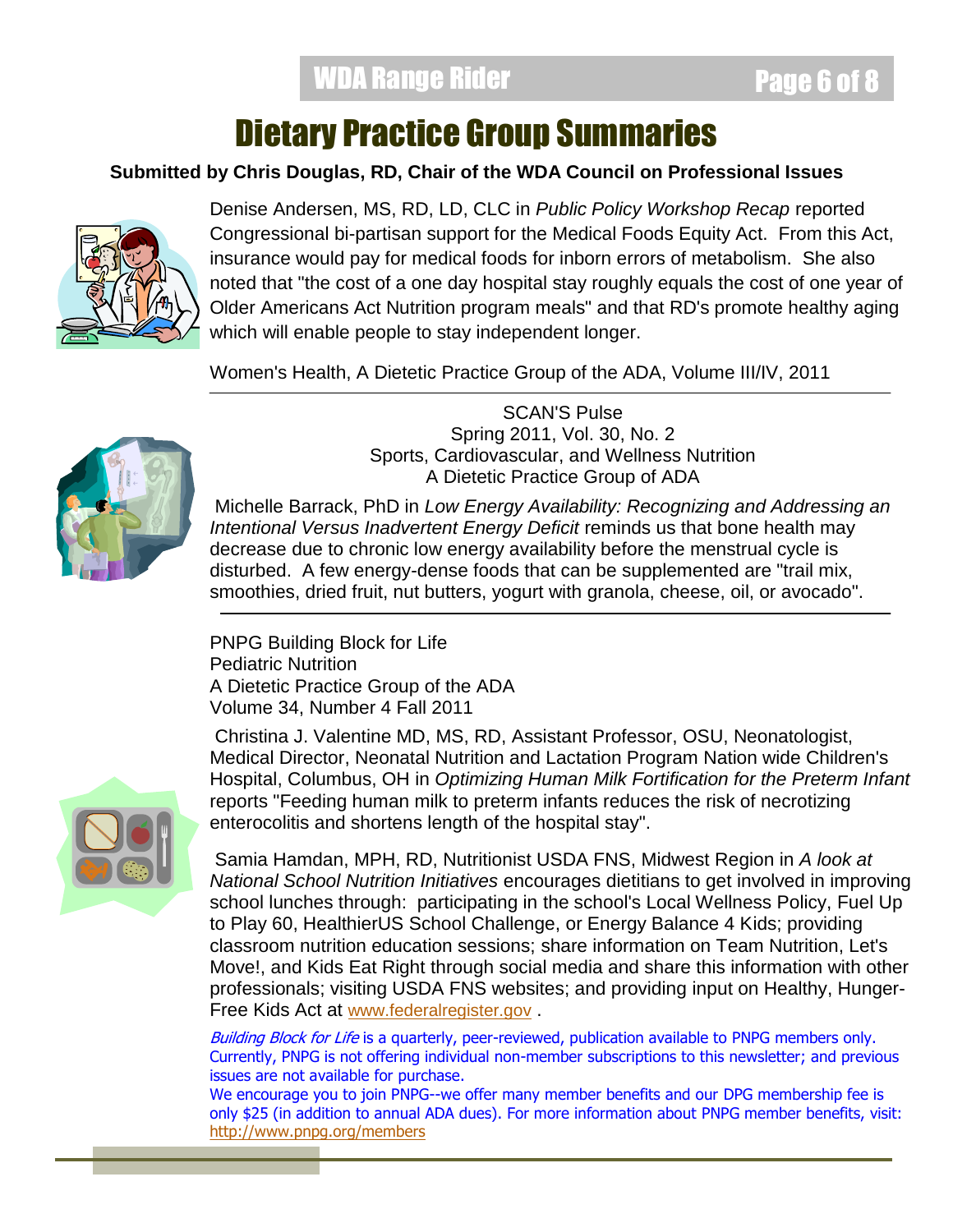# Dietary Practice Group Summaries

**Submitted by Chris Douglas, RD, Chair of the WDA Council on Professional Issues**

Denise Andersen, MS, RD, LD, CLC in *Public Policy Workshop Recap* reported Congressional bi-partisan support for the Medical Foods Equity Act. From this Act, insurance would pay for medical foods for inborn errors of metabolism. She also noted that "the cost of a one day hospital stay roughly equals the cost of one year of Older Americans Act Nutrition program meals" and that RD's promote healthy aging which will enable people to stay independent longer.

Women's Health, A Dietetic Practice Group of the ADA, Volume III/IV, 2011

---

SCAN'S Pulse
Spring 2011, Vol. 30, No. 2
Sports, Cardiovascular, and Wellness Nutrition
A Dietetic Practice Group of ADA

Michelle Barrack, PhD in *Low Energy Availability: Recognizing and Addressing an Intentional Versus Inadvertent Energy Deficit* reminds us that bone health may decrease due to chronic low energy availability before the menstrual cycle is disturbed. A few energy-dense foods that can be supplemented are "trail mix, smoothies, dried fruit, nut butters, yogurt with granola, cheese, oil, or avocado".

---

PNPG Building Block for Life
Pediatric Nutrition
A Dietetic Practice Group of the ADA
Volume 34, Number 4 Fall 2011

Christina J. Valentine MD, MS, RD, Assistant Professor, OSU, Neonatologist, Medical Director, Neonatal Nutrition and Lactation Program Nation wide Children's Hospital, Columbus, OH in *Optimizing Human Milk Fortification for the Preterm Infant* reports "Feeding human milk to preterm infants reduces the risk of necrotizing enterocolitis and shortens length of the hospital stay".

Samia Hamdan, MPH, RD, Nutritionist USDA FNS, Midwest Region in *A look at National School Nutrition Initiatives* encourages dietitians to get involved in improving school lunches through: participating in the school's Local Wellness Policy, Fuel Up to Play 60, HealthierUS School Challenge, or Energy Balance 4 Kids; providing classroom nutrition education sessions; share information on Team Nutrition, Let's Move!, and Kids Eat Right through social media and share this information with other professionals; visiting USDA FNS websites; and providing input on Healthy, Hunger-Free Kids Act at www.federalregister.gov .

*Building Block for Life* is a quarterly, peer-reviewed, publication available to PNPG members only. Currently, PNPG is not offering individual non-member subscriptions to this newsletter; and previous issues are not available for purchase.
We encourage you to join PNPG--we offer many member benefits and our DPG membership fee is only $25 (in addition to annual ADA dues). For more information about PNPG member benefits, visit: http://www.pnpg.org/members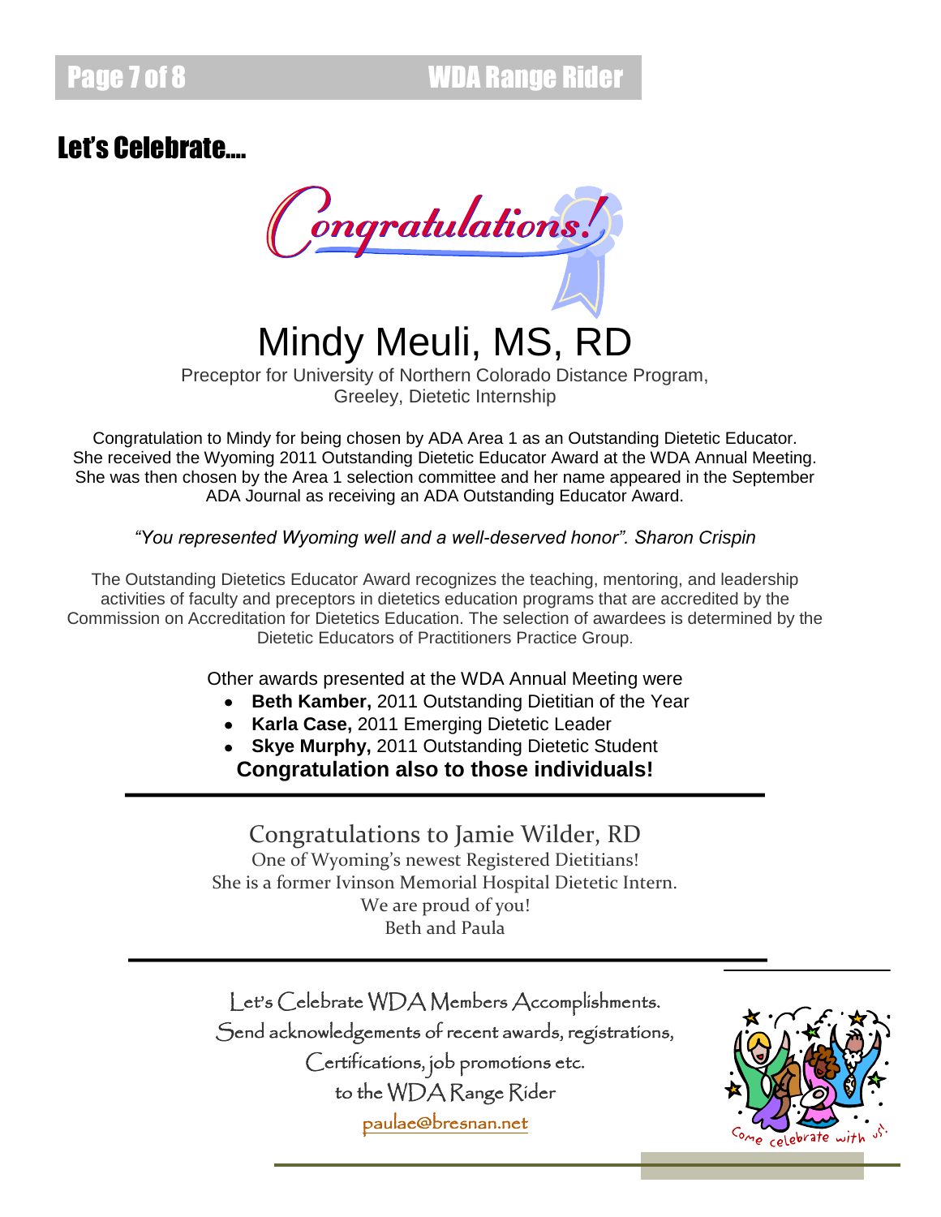## Let's Celebrate….

Congratulations!

# Mindy Meuli, MS, RD

Preceptor for University of Northern Colorado Distance Program, Greeley, Dietetic Internship

Congratulation to Mindy for being chosen by ADA Area 1 as an Outstanding Dietetic Educator. She received the Wyoming 2011 Outstanding Dietetic Educator Award at the WDA Annual Meeting. She was then chosen by the Area 1 selection committee and her name appeared in the September ADA Journal as receiving an ADA Outstanding Educator Award.

*"You represented Wyoming well and a well-deserved honor". Sharon Crispin*

The Outstanding Dietetics Educator Award recognizes the teaching, mentoring, and leadership activities of faculty and preceptors in dietetics education programs that are accredited by the Commission on Accreditation for Dietetics Education. The selection of awardees is determined by the Dietetic Educators of Practitioners Practice Group.

Other awards presented at the WDA Annual Meeting were

- **Beth Kamber,** 2011 Outstanding Dietitian of the Year
- **Karla Case,** 2011 Emerging Dietetic Leader
- **Skye Murphy,** 2011 Outstanding Dietetic Student

**Congratulation also to those individuals!**

---

Congratulations to Jamie Wilder, RD

One of Wyoming's newest Registered Dietitians!
She is a former Ivinson Memorial Hospital Dietetic Intern.
We are proud of you!
Beth and Paula

---

Let's Celebrate WDA Members Accomplishments.
Send acknowledgements of recent awards, registrations, Certifications, job promotions etc.
to the WDA Range Rider
paulae@bresnan.net

Come celebrate with us!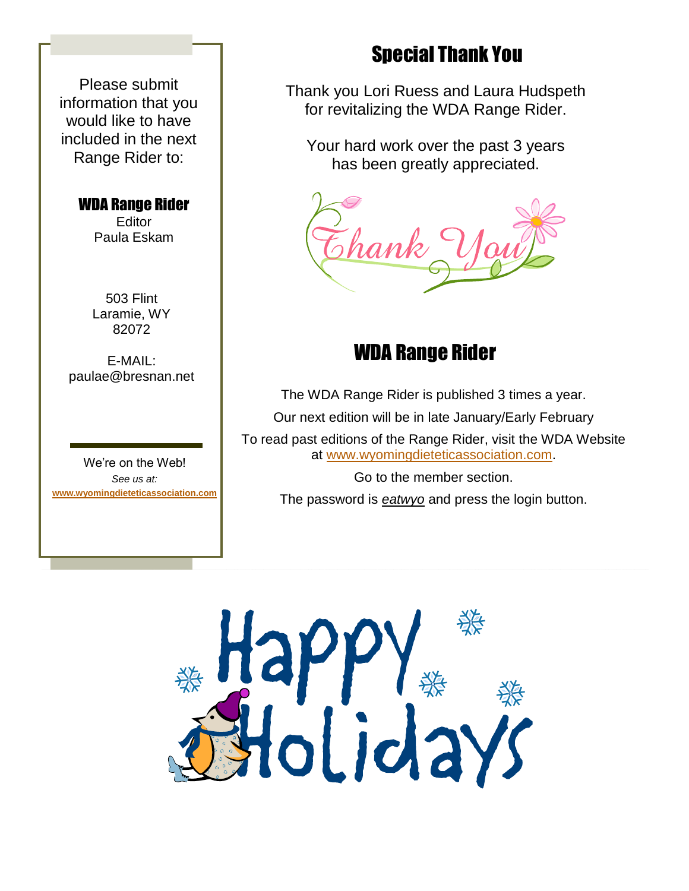Please submit information that you would like to have included in the next Range Rider to:

**WDA Range Rider**

Editor
Paula Eskam

503 Flint
Laramie, WY
82072

E-MAIL:
paulae@bresnan.net

We're on the Web!
*See us at:*
**www.wyomingdieteticassociation.com**

## Special Thank You

Thank you Lori Ruess and Laura Hudspeth for revitalizing the WDA Range Rider.

Your hard work over the past 3 years has been greatly appreciated.

## WDA Range Rider

The WDA Range Rider is published 3 times a year.

Our next edition will be in late January/Early February

To read past editions of the Range Rider, visit the WDA Website at www.wyomingdieteticassociation.com.

Go to the member section.

The password is *eatwyo* and press the login button.